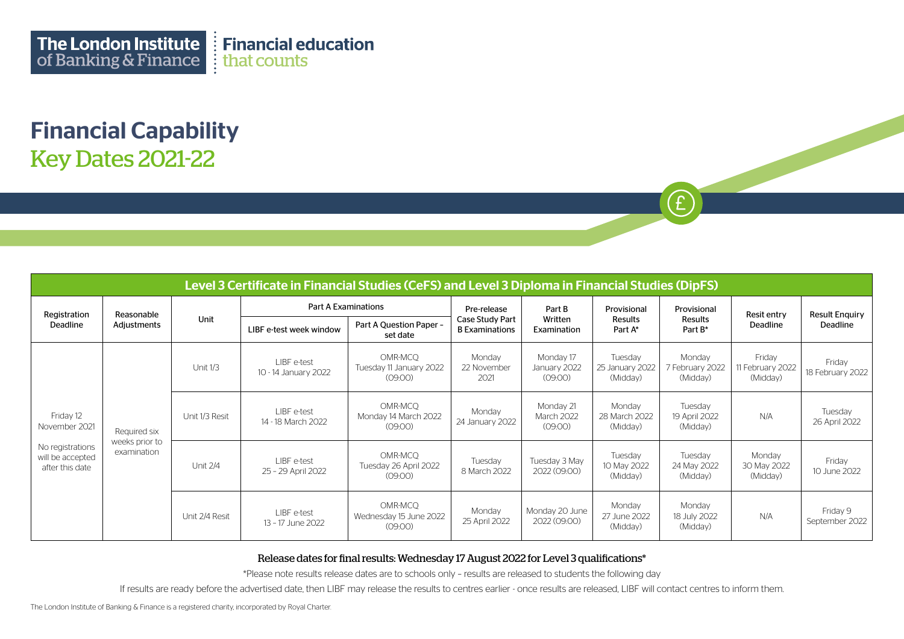The London Institute of Banking & Finance — Financial education that counts

# Financial Capability

## Key Dates 2021-22

| Level 3 Certificate in Financial Studies (CeFS) and Level 3 Diploma in Financial Studies (DipFS) | | | | | | | | | | |
|---|---|---|---|---|---|---|---|---|---|---|
| Registration Deadline | Reasonable Adjustments | Unit | Part A Examinations | | Pre-release Case Study Part B Examinations | Part B Written Examination | Provisional Results Part A* | Provisional Results Part B* | Resit entry Deadline | Result Enquiry Deadline |
| | | | LIBF e-test week window | Part A Question Paper - set date | | | | | | |
| Friday 12 November 2021<br><br>No registrations will be accepted after this date | Required six weeks prior to examination | Unit 1/3 | LIBF e-test 10 - 14 January 2022 | OMR-MCQ Tuesday 11 January 2022 (09:00) | Monday 22 November 2021 | Monday 17 January 2022 (09:00) | Tuesday 25 January 2022 (Midday) | Monday 7 February 2022 (Midday) | Friday 11 February 2022 (Midday) | Friday 18 February 2022 |
| | | Unit 1/3 Resit | LIBF e-test 14 - 18 March 2022 | OMR-MCQ Monday 14 March 2022 (09:00) | Monday 24 January 2022 | Monday 21 March 2022 (09:00) | Monday 28 March 2022 (Midday) | Tuesday 19 April 2022 (Midday) | N/A | Tuesday 26 April 2022 |
| | | Unit 2/4 | LIBF e-test 25 - 29 April 2022 | OMR-MCQ Tuesday 26 April 2022 (09:00) | Tuesday 8 March 2022 | Tuesday 3 May 2022 (09:00) | Tuesday 10 May 2022 (Midday) | Tuesday 24 May 2022 (Midday) | Monday 30 May 2022 (Midday) | Friday 10 June 2022 |
| | | Unit 2/4 Resit | LIBF e-test 13 - 17 June 2022 | OMR-MCQ Wednesday 15 June 2022 (09:00) | Monday 25 April 2022 | Monday 20 June 2022 (09:00) | Monday 27 June 2022 (Midday) | Monday 18 July 2022 (Midday) | N/A | Friday 9 September 2022 |

**Release dates for final results: Wednesday 17 August 2022 for Level 3 qualifications***

*Please note results release dates are to schools only – results are released to students the following day

If results are ready before the advertised date, then LIBF may release the results to centres earlier - once results are released, LIBF will contact centres to inform them.

The London Institute of Banking & Finance is a registered charity, incorporated by Royal Charter.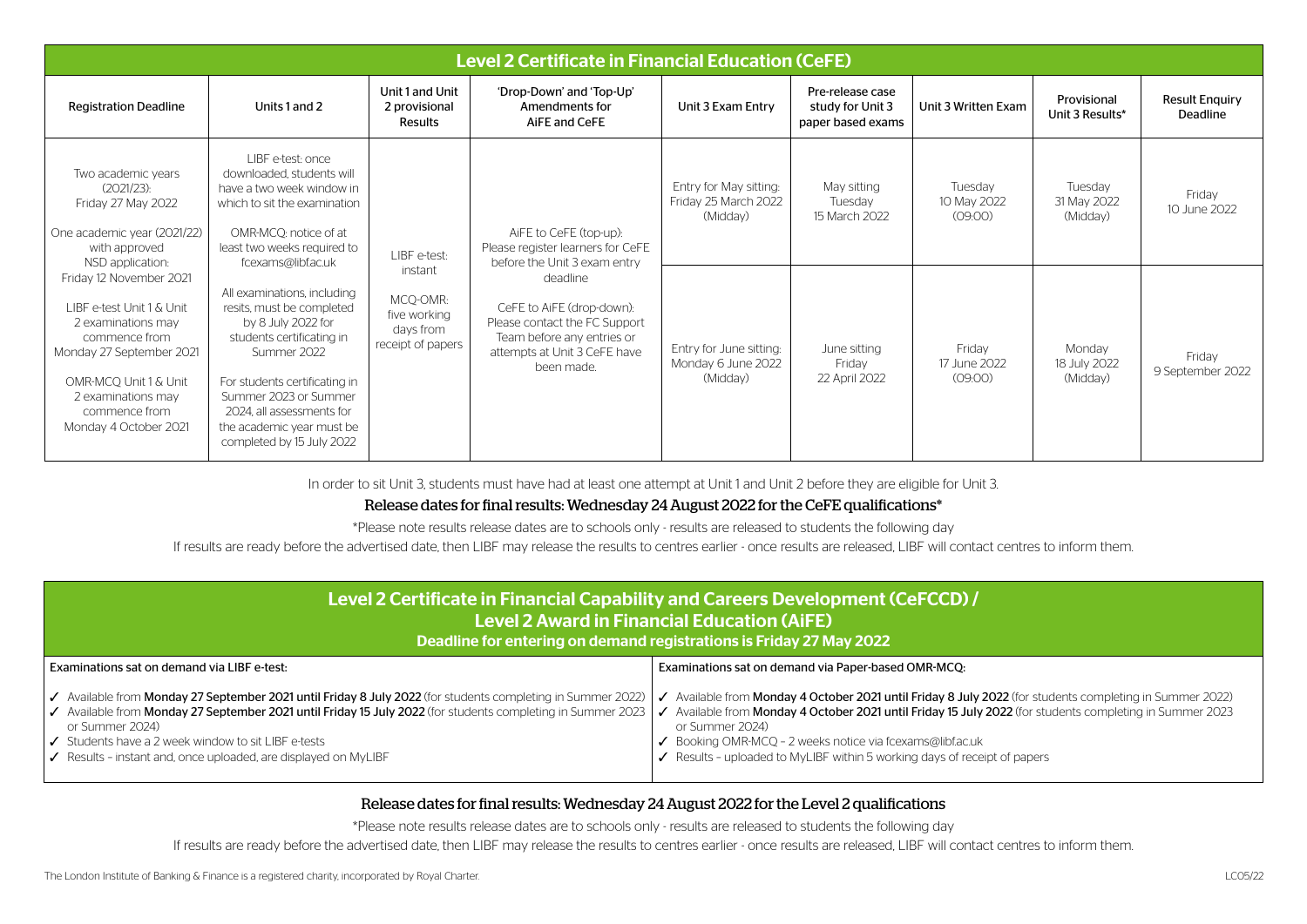## Level 2 Certificate in Financial Education (CeFE)

| Registration Deadline | Units 1 and 2 | Unit 1 and Unit 2 provisional Results | 'Drop-Down' and 'Top-Up' Amendments for AiFE and CeFE | Unit 3 Exam Entry | Pre-release case study for Unit 3 paper based exams | Unit 3 Written Exam | Provisional Unit 3 Results* | Result Enquiry Deadline |
|---|---|---|---|---|---|---|---|---|
| Two academic years (2021/23): Friday 27 May 2022<br><br>One academic year (2021/22) with approved NSD application: Friday 12 November 2021<br><br>LIBF e-test Unit 1 & Unit 2 examinations may commence from Monday 27 September 2021<br><br>OMR-MCQ Unit 1 & Unit 2 examinations may commence from Monday 4 October 2021 | LIBF e-test: once downloaded, students will have a two week window in which to sit the examination<br><br>OMR-MCQ: notice of at least two weeks required to fcexams@libf.ac.uk<br><br>All examinations, including resits, must be completed by 8 July 2022 for students certificating in Summer 2022<br><br>For students certificating in Summer 2023 or Summer 2024, all assessments for the academic year must be completed by 15 July 2022 | LIBF e-test: instant<br><br>MCQ-OMR: five working days from receipt of papers | AiFE to CeFE (top-up): Please register learners for CeFE before the Unit 3 exam entry deadline<br><br>CeFE to AiFE (drop-down): Please contact the FC Support Team before any entries or attempts at Unit 3 CeFE have been made. | Entry for May sitting: Friday 25 March 2022 (Midday) | May sitting Tuesday 15 March 2022 | Tuesday 10 May 2022 (09:00) | Tuesday 31 May 2022 (Midday) | Friday 10 June 2022 |
| | | | | Entry for June sitting: Monday 6 June 2022 (Midday) | June sitting Friday 22 April 2022 | Friday 17 June 2022 (09:00) | Monday 18 July 2022 (Midday) | Friday 9 September 2022 |

In order to sit Unit 3, students must have had at least one attempt at Unit 1 and Unit 2 before they are eligible for Unit 3.

### Release dates for final results: Wednesday 24 August 2022 for the CeFE qualifications*

*Please note results release dates are to schools only - results are released to students the following day

If results are ready before the advertised date, then LIBF may release the results to centres earlier - once results are released, LIBF will contact centres to inform them.

## Level 2 Certificate in Financial Capability and Careers Development (CeFCCD) / Level 2 Award in Financial Education (AiFE)

**Deadline for entering on demand registrations is Friday 27 May 2022**

| Examinations sat on demand via LIBF e-test: | Examinations sat on demand via Paper-based OMR-MCQ: |
|---|---|
| ✓ Available from **Monday 27 September 2021 until Friday 8 July 2022** (for students completing in Summer 2022)<br>✓ Available from **Monday 27 September 2021 until Friday 15 July 2022** (for students completing in Summer 2023 or Summer 2024)<br>✓ Students have a 2 week window to sit LIBF e-tests<br>✓ Results – instant and, once uploaded, are displayed on MyLIBF | ✓ Available from **Monday 4 October 2021 until Friday 8 July 2022** (for students completing in Summer 2022)<br>✓ Available from **Monday 4 October 2021 until Friday 15 July 2022** (for students completing in Summer 2023 or Summer 2024)<br>✓ Booking OMR-MCQ – 2 weeks notice via fcexams@libf.ac.uk<br>✓ Results – uploaded to MyLIBF within 5 working days of receipt of papers |

### Release dates for final results: Wednesday 24 August 2022 for the Level 2 qualifications

*Please note results release dates are to schools only - results are released to students the following day

If results are ready before the advertised date, then LIBF may release the results to centres earlier - once results are released, LIBF will contact centres to inform them.

The London Institute of Banking & Finance is a registered charity, incorporated by Royal Charter.

LC05/22